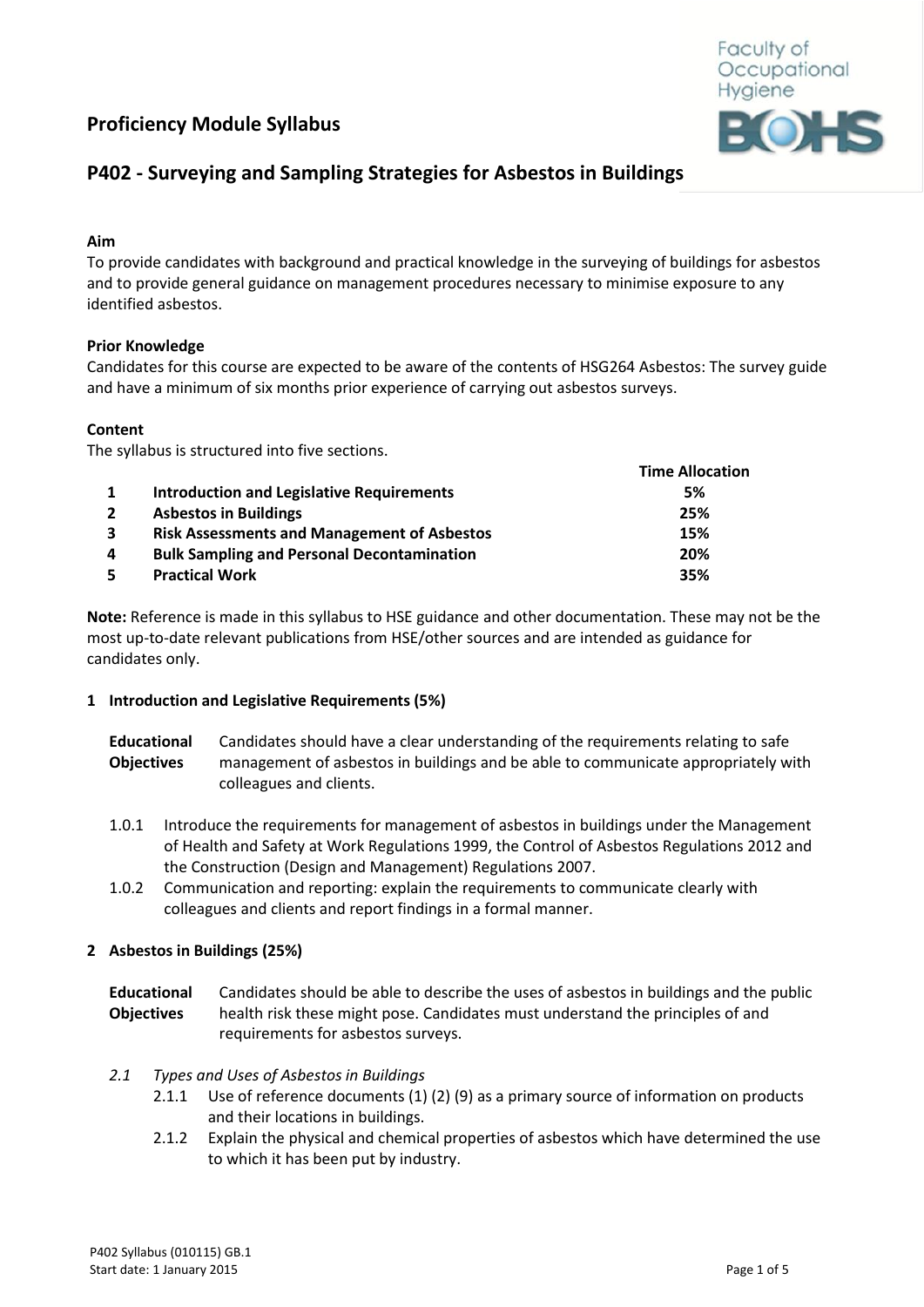## Proficiency Module Syllabus

## P402 - Surveying and Sampling Strategies for Asbestos in Buildings

**Aim**

To provide candidates with background and practical knowledge in the surveying of buildings for asbestos and to provide general guidance on management procedures necessary to minimise exposure to any identified asbestos.

**Prior Knowledge**

Candidates for this course are expected to be aware of the contents of HSG264 Asbestos: The survey guide and have a minimum of six months prior experience of carrying out asbestos surveys.

**Content**

The syllabus is structured into five sections.

| | | Time Allocation |
|---|---|---|
| 1 | Introduction and Legislative Requirements | 5% |
| 2 | Asbestos in Buildings | 25% |
| 3 | Risk Assessments and Management of Asbestos | 15% |
| 4 | Bulk Sampling and Personal Decontamination | 20% |
| 5 | Practical Work | 35% |

**Note:** Reference is made in this syllabus to HSE guidance and other documentation. These may not be the most up-to-date relevant publications from HSE/other sources and are intended as guidance for candidates only.

### 1 Introduction and Legislative Requirements (5%)

**Educational Objectives** Candidates should have a clear understanding of the requirements relating to safe management of asbestos in buildings and be able to communicate appropriately with colleagues and clients.

1.0.1 Introduce the requirements for management of asbestos in buildings under the Management of Health and Safety at Work Regulations 1999, the Control of Asbestos Regulations 2012 and the Construction (Design and Management) Regulations 2007.

1.0.2 Communication and reporting: explain the requirements to communicate clearly with colleagues and clients and report findings in a formal manner.

### 2 Asbestos in Buildings (25%)

**Educational Objectives** Candidates should be able to describe the uses of asbestos in buildings and the public health risk these might pose. Candidates must understand the principles of and requirements for asbestos surveys.

*2.1 Types and Uses of Asbestos in Buildings*

2.1.1 Use of reference documents (1) (2) (9) as a primary source of information on products and their locations in buildings.

2.1.2 Explain the physical and chemical properties of asbestos which have determined the use to which it has been put by industry.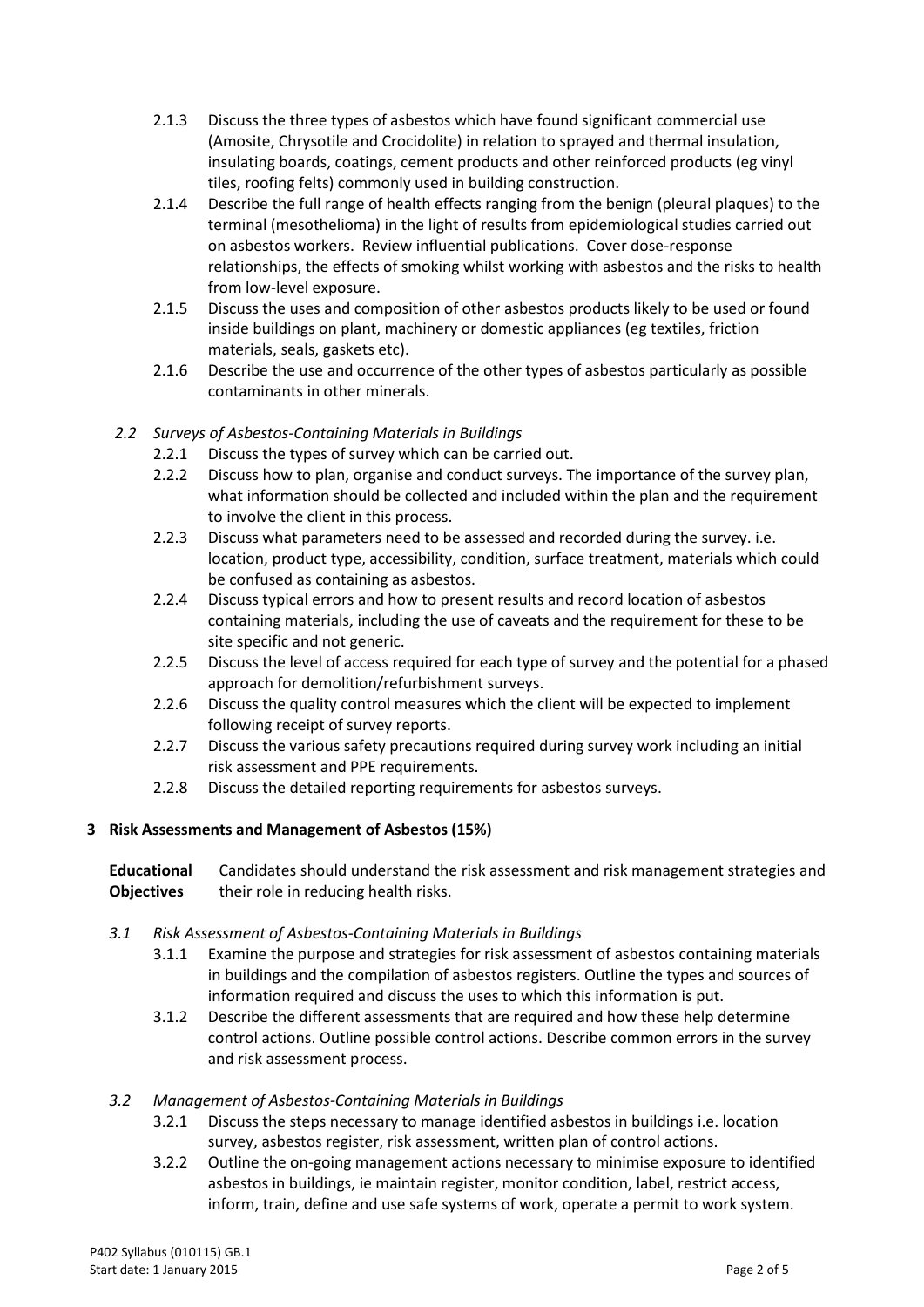2.1.3 Discuss the three types of asbestos which have found significant commercial use (Amosite, Chrysotile and Crocidolite) in relation to sprayed and thermal insulation, insulating boards, coatings, cement products and other reinforced products (eg vinyl tiles, roofing felts) commonly used in building construction.

2.1.4 Describe the full range of health effects ranging from the benign (pleural plaques) to the terminal (mesothelioma) in the light of results from epidemiological studies carried out on asbestos workers. Review influential publications. Cover dose-response relationships, the effects of smoking whilst working with asbestos and the risks to health from low-level exposure.

2.1.5 Discuss the uses and composition of other asbestos products likely to be used or found inside buildings on plant, machinery or domestic appliances (eg textiles, friction materials, seals, gaskets etc).

2.1.6 Describe the use and occurrence of the other types of asbestos particularly as possible contaminants in other minerals.

*2.2 Surveys of Asbestos-Containing Materials in Buildings*

2.2.1 Discuss the types of survey which can be carried out.

2.2.2 Discuss how to plan, organise and conduct surveys. The importance of the survey plan, what information should be collected and included within the plan and the requirement to involve the client in this process.

2.2.3 Discuss what parameters need to be assessed and recorded during the survey. i.e. location, product type, accessibility, condition, surface treatment, materials which could be confused as containing as asbestos.

2.2.4 Discuss typical errors and how to present results and record location of asbestos containing materials, including the use of caveats and the requirement for these to be site specific and not generic.

2.2.5 Discuss the level of access required for each type of survey and the potential for a phased approach for demolition/refurbishment surveys.

2.2.6 Discuss the quality control measures which the client will be expected to implement following receipt of survey reports.

2.2.7 Discuss the various safety precautions required during survey work including an initial risk assessment and PPE requirements.

2.2.8 Discuss the detailed reporting requirements for asbestos surveys.

## 3 Risk Assessments and Management of Asbestos (15%)

**Educational Objectives** Candidates should understand the risk assessment and risk management strategies and their role in reducing health risks.

*3.1 Risk Assessment of Asbestos-Containing Materials in Buildings*

3.1.1 Examine the purpose and strategies for risk assessment of asbestos containing materials in buildings and the compilation of asbestos registers. Outline the types and sources of information required and discuss the uses to which this information is put.

3.1.2 Describe the different assessments that are required and how these help determine control actions. Outline possible control actions. Describe common errors in the survey and risk assessment process.

*3.2 Management of Asbestos-Containing Materials in Buildings*

3.2.1 Discuss the steps necessary to manage identified asbestos in buildings i.e. location survey, asbestos register, risk assessment, written plan of control actions.

3.2.2 Outline the on-going management actions necessary to minimise exposure to identified asbestos in buildings, ie maintain register, monitor condition, label, restrict access, inform, train, define and use safe systems of work, operate a permit to work system.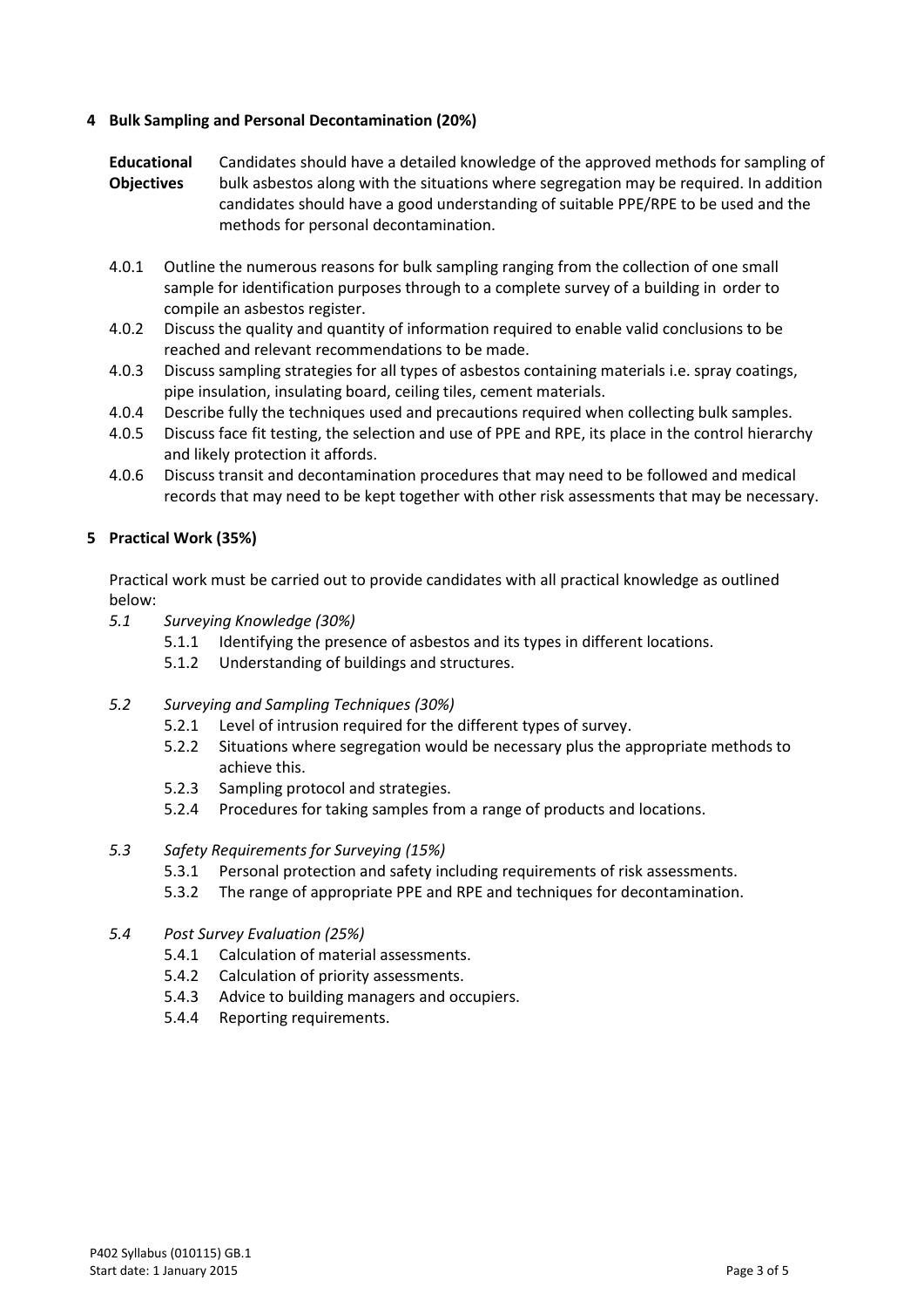## 4 Bulk Sampling and Personal Decontamination (20%)

**Educational Objectives** Candidates should have a detailed knowledge of the approved methods for sampling of bulk asbestos along with the situations where segregation may be required. In addition candidates should have a good understanding of suitable PPE/RPE to be used and the methods for personal decontamination.

- 4.0.1 Outline the numerous reasons for bulk sampling ranging from the collection of one small sample for identification purposes through to a complete survey of a building in order to compile an asbestos register.
- 4.0.2 Discuss the quality and quantity of information required to enable valid conclusions to be reached and relevant recommendations to be made.
- 4.0.3 Discuss sampling strategies for all types of asbestos containing materials i.e. spray coatings, pipe insulation, insulating board, ceiling tiles, cement materials.
- 4.0.4 Describe fully the techniques used and precautions required when collecting bulk samples.
- 4.0.5 Discuss face fit testing, the selection and use of PPE and RPE, its place in the control hierarchy and likely protection it affords.
- 4.0.6 Discuss transit and decontamination procedures that may need to be followed and medical records that may need to be kept together with other risk assessments that may be necessary.

## 5 Practical Work (35%)

Practical work must be carried out to provide candidates with all practical knowledge as outlined below:

*5.1 Surveying Knowledge (30%)*

- 5.1.1 Identifying the presence of asbestos and its types in different locations.
- 5.1.2 Understanding of buildings and structures.

*5.2 Surveying and Sampling Techniques (30%)*

- 5.2.1 Level of intrusion required for the different types of survey.
- 5.2.2 Situations where segregation would be necessary plus the appropriate methods to achieve this.
- 5.2.3 Sampling protocol and strategies.
- 5.2.4 Procedures for taking samples from a range of products and locations.

*5.3 Safety Requirements for Surveying (15%)*

- 5.3.1 Personal protection and safety including requirements of risk assessments.
- 5.3.2 The range of appropriate PPE and RPE and techniques for decontamination.

*5.4 Post Survey Evaluation (25%)*

- 5.4.1 Calculation of material assessments.
- 5.4.2 Calculation of priority assessments.
- 5.4.3 Advice to building managers and occupiers.
- 5.4.4 Reporting requirements.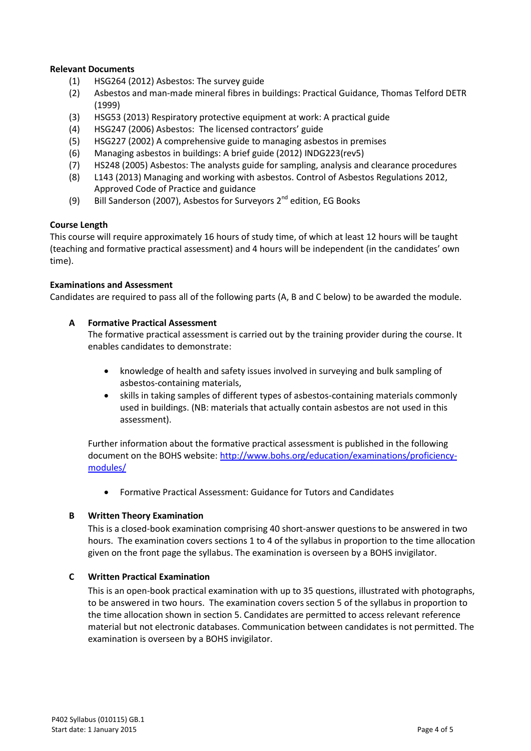**Relevant Documents**

(1) HSG264 (2012) Asbestos: The survey guide
(2) Asbestos and man-made mineral fibres in buildings: Practical Guidance, Thomas Telford DETR (1999)
(3) HSG53 (2013) Respiratory protective equipment at work: A practical guide
(4) HSG247 (2006) Asbestos: The licensed contractors' guide
(5) HSG227 (2002) A comprehensive guide to managing asbestos in premises
(6) Managing asbestos in buildings: A brief guide (2012) INDG223(rev5)
(7) HS248 (2005) Asbestos: The analysts guide for sampling, analysis and clearance procedures
(8) L143 (2013) Managing and working with asbestos. Control of Asbestos Regulations 2012, Approved Code of Practice and guidance
(9) Bill Sanderson (2007), Asbestos for Surveyors 2nd edition, EG Books

**Course Length**

This course will require approximately 16 hours of study time, of which at least 12 hours will be taught (teaching and formative practical assessment) and 4 hours will be independent (in the candidates' own time).

**Examinations and Assessment**

Candidates are required to pass all of the following parts (A, B and C below) to be awarded the module.

**A Formative Practical Assessment**

The formative practical assessment is carried out by the training provider during the course. It enables candidates to demonstrate:

- knowledge of health and safety issues involved in surveying and bulk sampling of asbestos-containing materials,
- skills in taking samples of different types of asbestos-containing materials commonly used in buildings. (NB: materials that actually contain asbestos are not used in this assessment).

Further information about the formative practical assessment is published in the following document on the BOHS website: [http://www.bohs.org/education/examinations/proficiency-modules/](http://www.bohs.org/education/examinations/proficiency-modules/)

- Formative Practical Assessment: Guidance for Tutors and Candidates

**B Written Theory Examination**

This is a closed-book examination comprising 40 short-answer questions to be answered in two hours. The examination covers sections 1 to 4 of the syllabus in proportion to the time allocation given on the front page the syllabus. The examination is overseen by a BOHS invigilator.

**C Written Practical Examination**

This is an open-book practical examination with up to 35 questions, illustrated with photographs, to be answered in two hours. The examination covers section 5 of the syllabus in proportion to the time allocation shown in section 5. Candidates are permitted to access relevant reference material but not electronic databases. Communication between candidates is not permitted. The examination is overseen by a BOHS invigilator.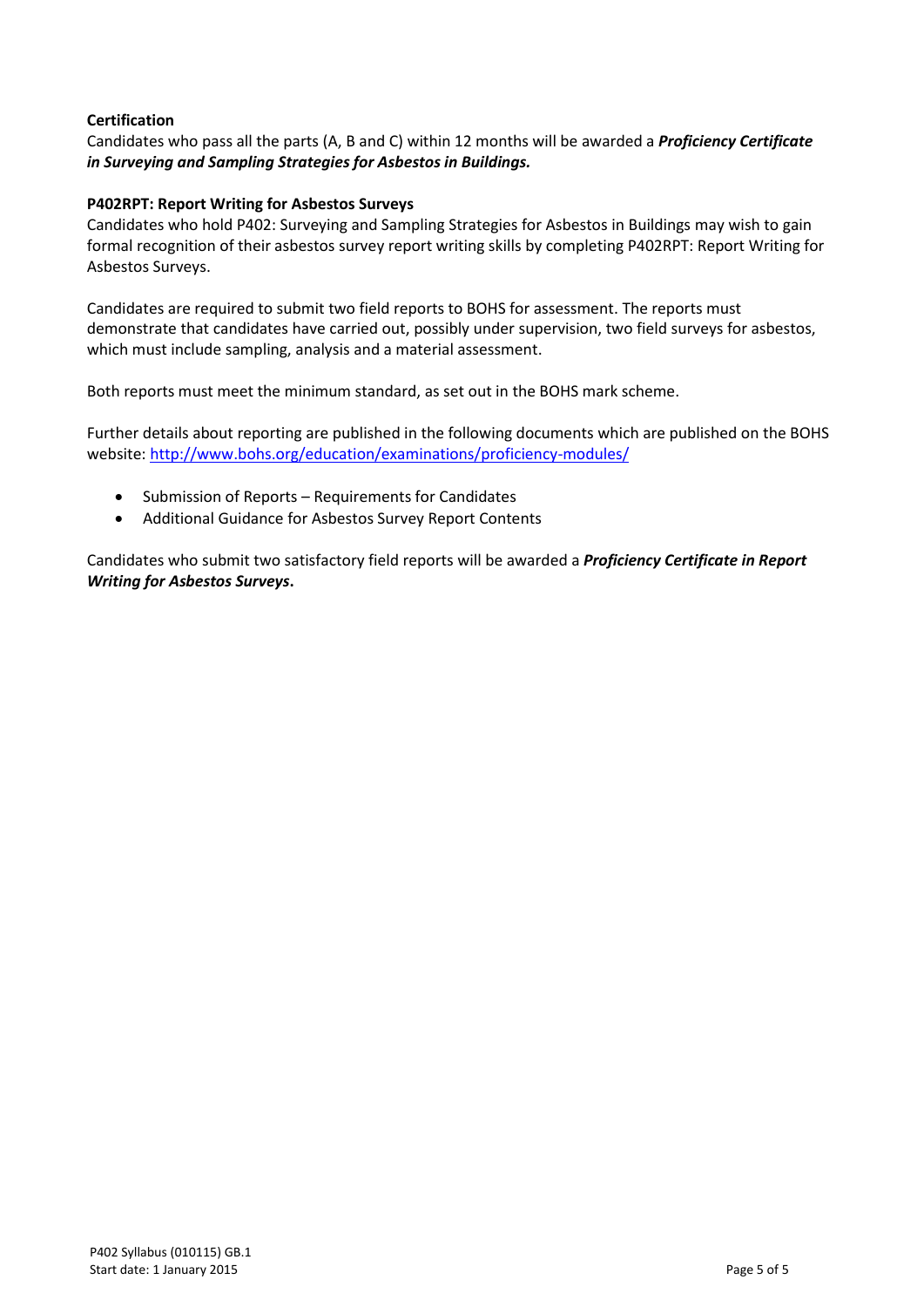**Certification**

Candidates who pass all the parts (A, B and C) within 12 months will be awarded a ***Proficiency Certificate in Surveying and Sampling Strategies for Asbestos in Buildings.***

**P402RPT: Report Writing for Asbestos Surveys**

Candidates who hold P402: Surveying and Sampling Strategies for Asbestos in Buildings may wish to gain formal recognition of their asbestos survey report writing skills by completing P402RPT: Report Writing for Asbestos Surveys.

Candidates are required to submit two field reports to BOHS for assessment. The reports must demonstrate that candidates have carried out, possibly under supervision, two field surveys for asbestos, which must include sampling, analysis and a material assessment.

Both reports must meet the minimum standard, as set out in the BOHS mark scheme.

Further details about reporting are published in the following documents which are published on the BOHS website: http://www.bohs.org/education/examinations/proficiency-modules/

- Submission of Reports – Requirements for Candidates
- Additional Guidance for Asbestos Survey Report Contents

Candidates who submit two satisfactory field reports will be awarded a ***Proficiency Certificate in Report Writing for Asbestos Surveys*.**